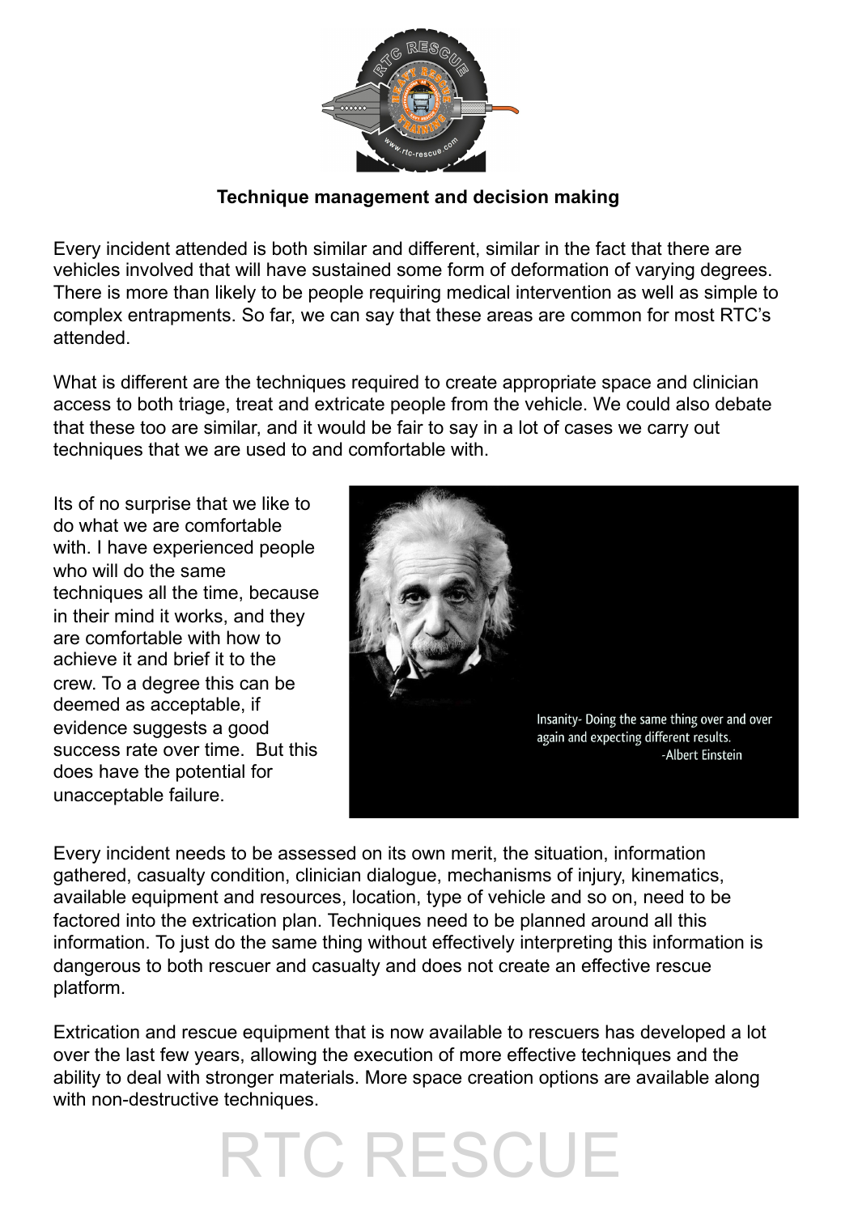**Technique management and decision making**

Every incident attended is both similar and different, similar in the fact that there are vehicles involved that will have sustained some form of deformation of varying degrees. There is more than likely to be people requiring medical intervention as well as simple to complex entrapments. So far, we can say that these areas are common for most RTC's attended.

What is different are the techniques required to create appropriate space and clinician access to both triage, treat and extricate people from the vehicle. We could also debate that these too are similar, and it would be fair to say in a lot of cases we carry out techniques that we are used to and comfortable with.

Its of no surprise that we like to do what we are comfortable with. I have experienced people who will do the same techniques all the time, because in their mind it works, and they are comfortable with how to achieve it and brief it to the crew. To a degree this can be deemed as acceptable, if evidence suggests a good success rate over time. But this does have the potential for unacceptable failure.

Every incident needs to be assessed on its own merit, the situation, information gathered, casualty condition, clinician dialogue, mechanisms of injury, kinematics, available equipment and resources, location, type of vehicle and so on, need to be factored into the extrication plan. Techniques need to be planned around all this information. To just do the same thing without effectively interpreting this information is dangerous to both rescuer and casualty and does not create an effective rescue platform.

Extrication and rescue equipment that is now available to rescuers has developed a lot over the last few years, allowing the execution of more effective techniques and the ability to deal with stronger materials. More space creation options are available along with non-destructive techniques.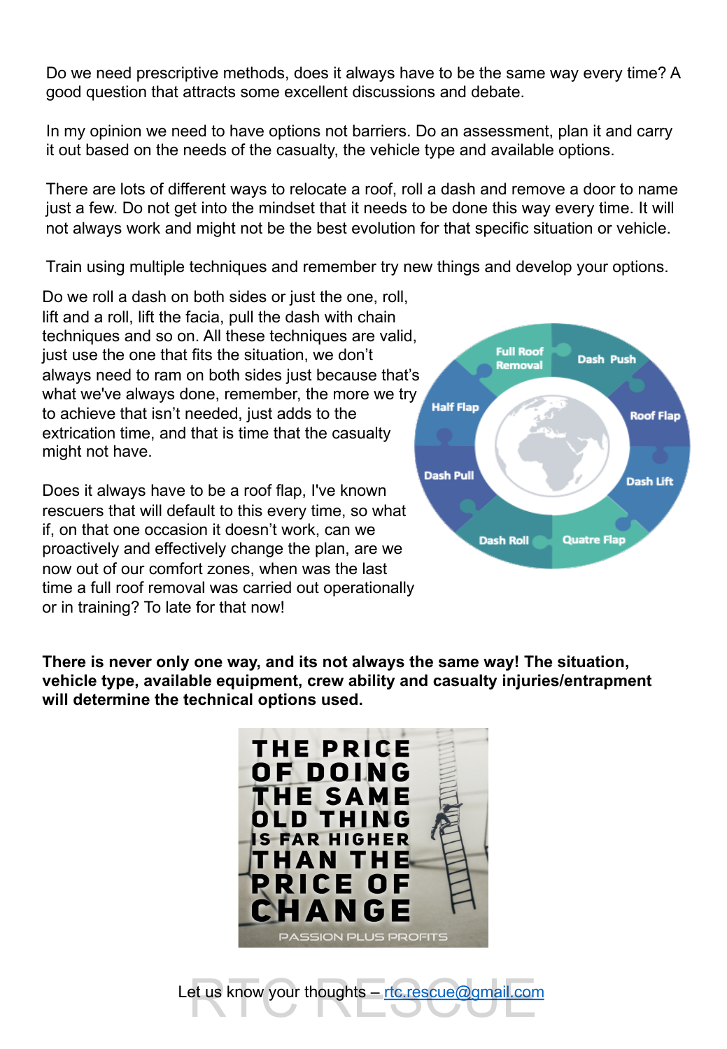Do we need prescriptive methods, does it always have to be the same way every time? A good question that attracts some excellent discussions and debate.

In my opinion we need to have options not barriers. Do an assessment, plan it and carry it out based on the needs of the casualty, the vehicle type and available options.

There are lots of different ways to relocate a roof, roll a dash and remove a door to name just a few. Do not get into the mindset that it needs to be done this way every time. It will not always work and might not be the best evolution for that specific situation or vehicle.

Train using multiple techniques and remember try new things and develop your options.

Do we roll a dash on both sides or just the one, roll, lift and a roll, lift the facia, pull the dash with chain techniques and so on. All these techniques are valid, just use the one that fits the situation, we don't always need to ram on both sides just because that's what we've always done, remember, the more we try to achieve that isn't needed, just adds to the extrication time, and that is time that the casualty might not have.

Full Roof Removal
Dash Push
Roof Flap
Dash Lift
Quatre Flap
Dash Roll
Dash Pull
Half Flap

Does it always have to be a roof flap, I've known rescuers that will default to this every time, so what if, on that one occasion it doesn't work, can we proactively and effectively change the plan, are we now out of our comfort zones, when was the last time a full roof removal was carried out operationally or in training? To late for that now!

**There is never only one way, and its not always the same way! The situation, vehicle type, available equipment, crew ability and casualty injuries/entrapment will determine the technical options used.**

THE PRICE OF DOING THE SAME OLD THING IS FAR HIGHER THAN THE PRICE OF CHANGE

PASSION PLUS PROFITS

Let us know your thoughts – rtc.rescue@gmail.com